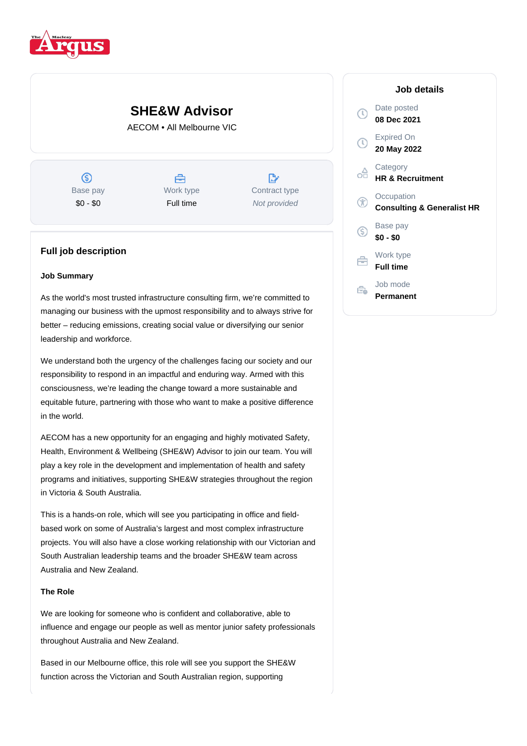# SHE&W Advisor

AECOM • All Melbourne VIC

| Base pay | Work type | Contract type |
|---|---|---|
| $0 - $0 | Full time | *Not provided* |

## Job details

Date posted
**08 Dec 2021**

Expired On
**20 May 2022**

Category
**HR & Recruitment**

Occupation
**Consulting & Generalist HR**

Base pay
**$0 - $0**

Work type
**Full time**

Job mode
**Permanent**

## Full job description

**Job Summary**

As the world's most trusted infrastructure consulting firm, we're committed to managing our business with the upmost responsibility and to always strive for better – reducing emissions, creating social value or diversifying our senior leadership and workforce.

We understand both the urgency of the challenges facing our society and our responsibility to respond in an impactful and enduring way. Armed with this consciousness, we're leading the change toward a more sustainable and equitable future, partnering with those who want to make a positive difference in the world.

AECOM has a new opportunity for an engaging and highly motivated Safety, Health, Environment & Wellbeing (SHE&W) Advisor to join our team. You will play a key role in the development and implementation of health and safety programs and initiatives, supporting SHE&W strategies throughout the region in Victoria & South Australia.

This is a hands-on role, which will see you participating in office and field-based work on some of Australia's largest and most complex infrastructure projects. You will also have a close working relationship with our Victorian and South Australian leadership teams and the broader SHE&W team across Australia and New Zealand.

**The Role**

We are looking for someone who is confident and collaborative, able to influence and engage our people as well as mentor junior safety professionals throughout Australia and New Zealand.

Based in our Melbourne office, this role will see you support the SHE&W function across the Victorian and South Australian region, supporting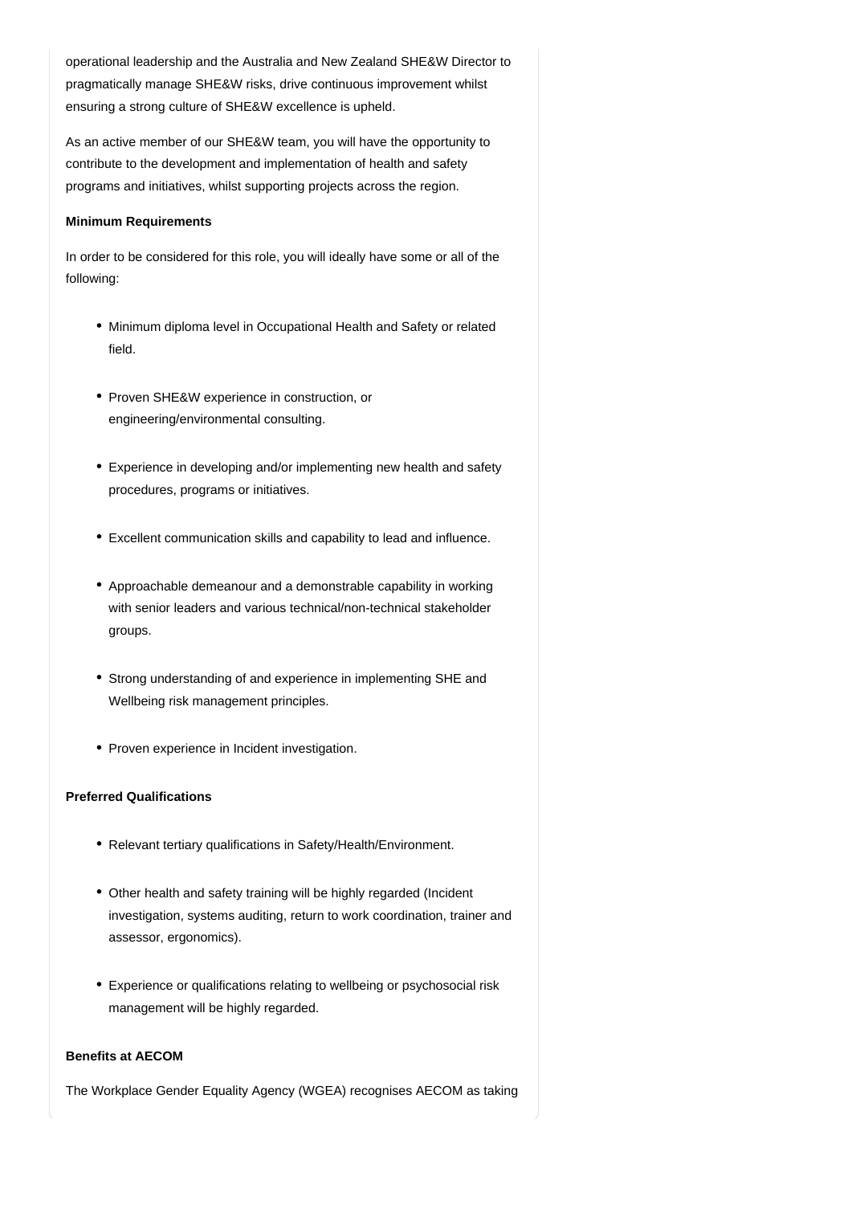operational leadership and the Australia and New Zealand SHE&W Director to pragmatically manage SHE&W risks, drive continuous improvement whilst ensuring a strong culture of SHE&W excellence is upheld.

As an active member of our SHE&W team, you will have the opportunity to contribute to the development and implementation of health and safety programs and initiatives, whilst supporting projects across the region.

**Minimum Requirements**

In order to be considered for this role, you will ideally have some or all of the following:

- Minimum diploma level in Occupational Health and Safety or related field.
- Proven SHE&W experience in construction, or engineering/environmental consulting.
- Experience in developing and/or implementing new health and safety procedures, programs or initiatives.
- Excellent communication skills and capability to lead and influence.
- Approachable demeanour and a demonstrable capability in working with senior leaders and various technical/non-technical stakeholder groups.
- Strong understanding of and experience in implementing SHE and Wellbeing risk management principles.
- Proven experience in Incident investigation.

**Preferred Qualifications**

- Relevant tertiary qualifications in Safety/Health/Environment.
- Other health and safety training will be highly regarded (Incident investigation, systems auditing, return to work coordination, trainer and assessor, ergonomics).
- Experience or qualifications relating to wellbeing or psychosocial risk management will be highly regarded.

**Benefits at AECOM**

The Workplace Gender Equality Agency (WGEA) recognises AECOM as taking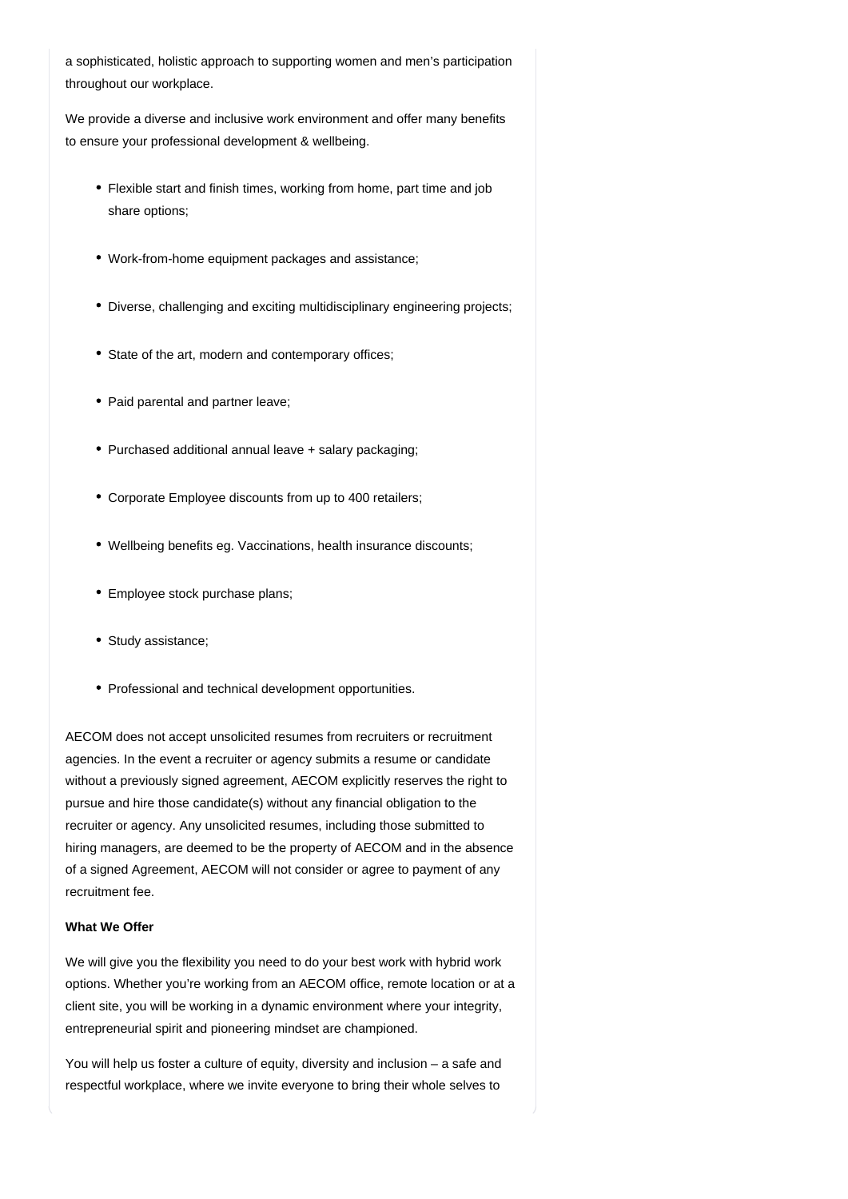a sophisticated, holistic approach to supporting women and men's participation throughout our workplace.

We provide a diverse and inclusive work environment and offer many benefits to ensure your professional development & wellbeing.

- Flexible start and finish times, working from home, part time and job share options;
- Work-from-home equipment packages and assistance;
- Diverse, challenging and exciting multidisciplinary engineering projects;
- State of the art, modern and contemporary offices;
- Paid parental and partner leave;
- Purchased additional annual leave + salary packaging;
- Corporate Employee discounts from up to 400 retailers;
- Wellbeing benefits eg. Vaccinations, health insurance discounts;
- Employee stock purchase plans;
- Study assistance;
- Professional and technical development opportunities.

AECOM does not accept unsolicited resumes from recruiters or recruitment agencies. In the event a recruiter or agency submits a resume or candidate without a previously signed agreement, AECOM explicitly reserves the right to pursue and hire those candidate(s) without any financial obligation to the recruiter or agency. Any unsolicited resumes, including those submitted to hiring managers, are deemed to be the property of AECOM and in the absence of a signed Agreement, AECOM will not consider or agree to payment of any recruitment fee.

**What We Offer**

We will give you the flexibility you need to do your best work with hybrid work options. Whether you're working from an AECOM office, remote location or at a client site, you will be working in a dynamic environment where your integrity, entrepreneurial spirit and pioneering mindset are championed.

You will help us foster a culture of equity, diversity and inclusion – a safe and respectful workplace, where we invite everyone to bring their whole selves to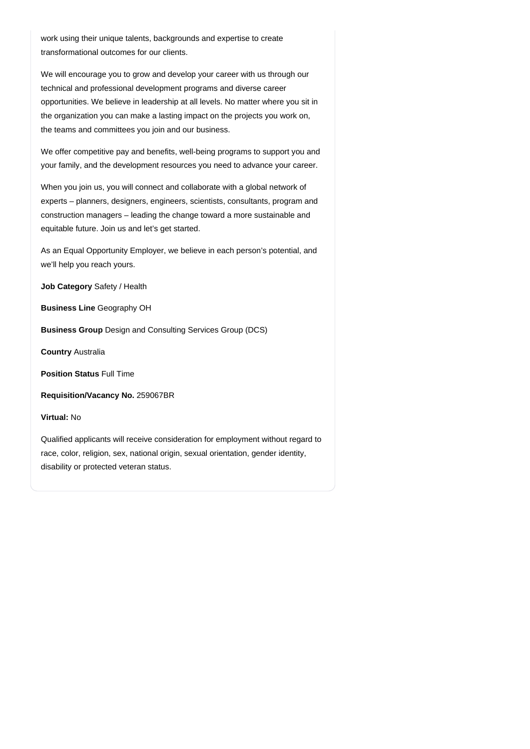work using their unique talents, backgrounds and expertise to create transformational outcomes for our clients.

We will encourage you to grow and develop your career with us through our technical and professional development programs and diverse career opportunities. We believe in leadership at all levels. No matter where you sit in the organization you can make a lasting impact on the projects you work on, the teams and committees you join and our business.

We offer competitive pay and benefits, well-being programs to support you and your family, and the development resources you need to advance your career.

When you join us, you will connect and collaborate with a global network of experts – planners, designers, engineers, scientists, consultants, program and construction managers – leading the change toward a more sustainable and equitable future. Join us and let's get started.

As an Equal Opportunity Employer, we believe in each person's potential, and we'll help you reach yours.

**Job Category** Safety / Health

**Business Line** Geography OH

**Business Group** Design and Consulting Services Group (DCS)

**Country** Australia

**Position Status** Full Time

**Requisition/Vacancy No.** 259067BR

**Virtual:** No

Qualified applicants will receive consideration for employment without regard to race, color, religion, sex, national origin, sexual orientation, gender identity, disability or protected veteran status.